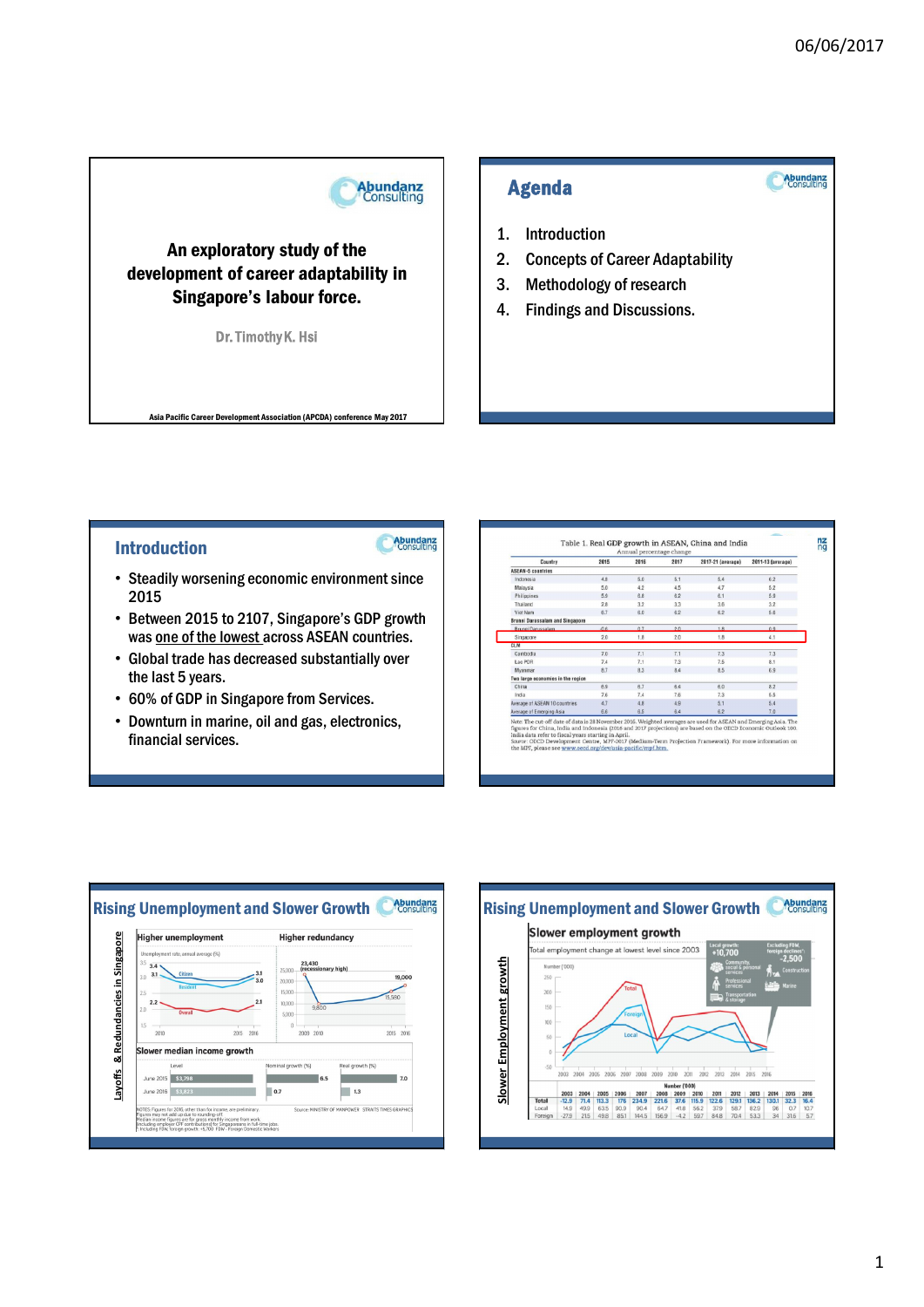## Slide 1

An exploratory study of the development of career adaptability in Singapore's labour force.

Dr. Timothy K. Hsi

Asia Pacific Career Development Association (APCDA) conference May 2017

## Agenda

1. Introduction
2. Concepts of Career Adaptability
3. Methodology of research
4. Findings and Discussions.

## Introduction

- Steadily worsening economic environment since 2015
- Between 2015 to 2107, Singapore's GDP growth was one of the lowest across ASEAN countries.
- Global trade has decreased substantially over the last 5 years.
- 60% of GDP in Singapore from Services.
- Downturn in marine, oil and gas, electronics, financial services.

## Slide 4

Table 1. Real GDP growth in ASEAN, China and India

Annual percentage change

| Country | 2015 | 2016 | 2017 | 2017-21 (average) | 2011-15 (average) |
|---|---|---|---|---|---|
| **ASEAN-5 countries** | | | | | |
| Indonesia | 4.8 | 5.0 | 5.1 | 5.4 | 6.2 |
| Malaysia | 5.0 | 4.2 | 4.5 | 4.7 | 5.2 |
| Philippines | 5.9 | 6.8 | 6.2 | 6.1 | 5.9 |
| Thailand | 2.8 | 3.2 | 3.3 | 3.6 | 3.2 |
| Viet Nam | 6.7 | 6.0 | 6.2 | 6.2 | 5.6 |
| **Brunei Darussalam and Singapore** | | | | | |
| Brunei Darussalam | -0.6 | 0.7 | 2.0 | 1.8 | 0.9 |
| Singapore | 2.0 | 1.8 | 2.0 | 1.8 | 4.1 |
| **CLM** | | | | | |
| Cambodia | 7.0 | 7.1 | 7.1 | 7.3 | 7.3 |
| Lao PDR | 7.4 | 7.1 | 7.3 | 7.5 | 8.1 |
| Myanmar | 8.7 | 8.3 | 8.4 | 8.5 | 6.9 |
| **Two large economies in the region** | | | | | |
| China | 6.9 | 6.7 | 6.4 | 6.0 | 8.2 |
| India | 7.6 | 7.4 | 7.6 | 7.3 | 6.6 |
| Average of ASEAN 10 countries | 4.7 | 4.8 | 4.9 | 5.1 | 5.4 |
| Average of Emerging Asia | 6.6 | 6.5 | 6.4 | 6.2 | 7.0 |

Note: The cut-off date of data is 28 November 2016. Weighted averages are used for ASEAN and Emerging Asia. The figures for China, India and Indonesia (2016 and 2017 projections) are based on the OECD Economic Outlook 100. India data refer to fiscal years starting in April.

Source: OECD Development Centre, MPF-2017 (Medium-Term Projection Framework). For more information on the MPF, please see www.oecd.org/dev/asia-pacific/mpf.htm.

## Rising Unemployment and Slower Growth

Layoffs & Redundancies in Singapore

Higher unemployment

Higher redundancy

Slower median income growth

## Rising Unemployment and Slower Growth

Slower Employment growth

Slower employment growth

Total employment change at lowest level since 2003

| Number ('000) | 2003 | 2004 | 2005 | 2006 | 2007 | 2008 | 2009 | 2010 | 2011 | 2012 | 2013 | 2014 | 2015 | 2016 |
|---|---|---|---|---|---|---|---|---|---|---|---|---|---|---|
| Total | -12.9 | 71.4 | 113.3 | 176 | 234.9 | 221.6 | 37.6 | 115.9 | 122.6 | 129.1 | 136.2 | 130.1 | 32.3 | 16.4 |
| Local | 14.0 | 49.9 | 63.5 | 90.9 | 90.4 | 64.7 | 41.8 | 56.2 | 37.9 | 58.7 | 82.9 | 96 | 0.7 | 10.7 |
| Foreign | -27.9 | 21.5 | 49.8 | 85.1 | 144.5 | 156.9 | -4.2 | 59.7 | 84.8 | 70.4 | 53.3 | 34 | 31.6 | 5.7 |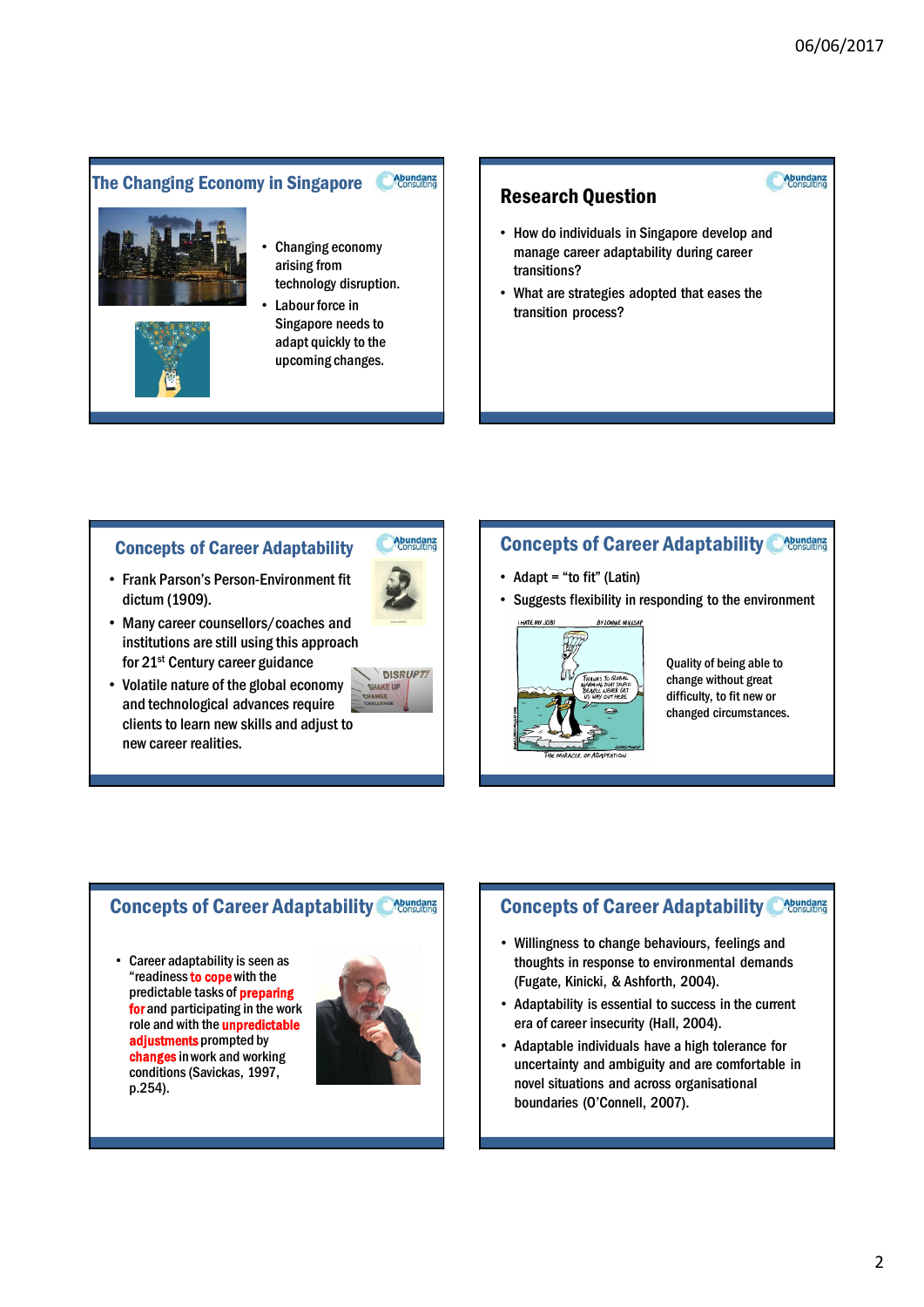## The Changing Economy in Singapore

- Changing economy arising from technology disruption.
- Labour force in Singapore needs to adapt quickly to the upcoming changes.

## Research Question

- How do individuals in Singapore develop and manage career adaptability during career transitions?
- What are strategies adopted that eases the transition process?

## Concepts of Career Adaptability

- Frank Parson's Person-Environment fit dictum (1909).
- Many career counsellors/coaches and institutions are still using this approach for 21st Century career guidance
- Volatile nature of the global economy and technological advances require clients to learn new skills and adjust to new career realities.

## Concepts of Career Adaptability

- Adapt = "to fit" (Latin)
- Suggests flexibility in responding to the environment

Quality of being able to change without great difficulty, to fit new or changed circumstances.

## Concepts of Career Adaptability

- Career adaptability is seen as "readiness **to cope** with the predictable tasks of **preparing for** and participating in the work role and with the **unpredictable adjustments** prompted by **changes** in work and working conditions (Savickas, 1997, p.254).

## Concepts of Career Adaptability

- Willingness to change behaviours, feelings and thoughts in response to environmental demands (Fugate, Kinicki, & Ashforth, 2004).
- Adaptability is essential to success in the current era of career insecurity (Hall, 2004).
- Adaptable individuals have a high tolerance for uncertainty and ambiguity and are comfortable in novel situations and across organisational boundaries (O'Connell, 2007).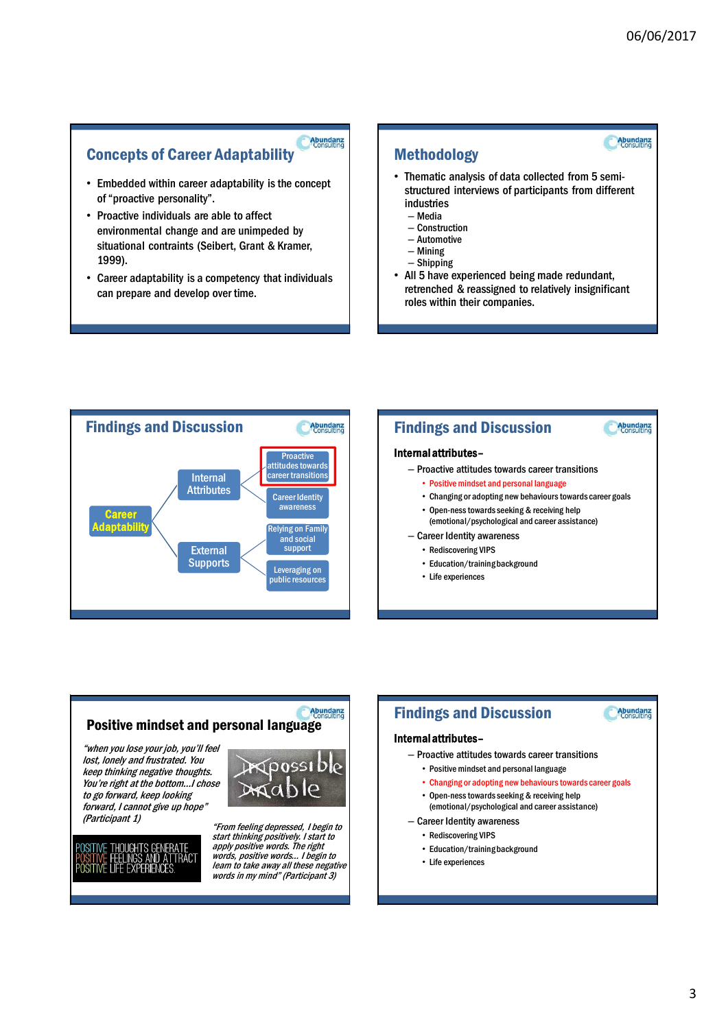## Concepts of Career Adaptability

- Embedded within career adaptability is the concept of "proactive personality".
- Proactive individuals are able to affect environmental change and are unimpeded by situational contraints (Seibert, Grant & Kramer, 1999).
- Career adaptability is a competency that individuals can prepare and develop over time.

## Methodology

- Thematic analysis of data collected from 5 semi-structured interviews of participants from different industries
  - Media
  - Construction
  - Automotive
  - Mining
  - Shipping
- All 5 have experienced being made redundant, retrenched & reassigned to relatively insignificant roles within their companies.

## Findings and Discussion

- Career Adaptability
  - Internal Attributes
    - Proactive attitudes towards career transitions
    - Career Identity awareness
  - External Supports
    - Relying on Family and social support
    - Leveraging on public resources

## Findings and Discussion

**Internal attributes–**

- Proactive attitudes towards career transitions
  - Positive mindset and personal language
  - Changing or adopting new behaviours towards career goals
  - Open-ness towards seeking & receiving help (emotional/psychological and career assistance)
- Career Identity awareness
  - Rediscovering VIPS
  - Education/training background
  - Life experiences

## Positive mindset and personal language

*"when you lose your job, you'll feel lost, lonely and frustrated. You keep thinking negative thoughts. You're right at the bottom…I chose to go forward, keep looking forward, I cannot give up hope" (Participant 1)*

POSITIVE THOUGHTS GENERATE POSITIVE FEELINGS AND ATTRACT POSITIVE LIFE EXPERIENCES.

*"From feeling depressed, I begin to start thinking positively. I start to apply positive words. The right words, positive words… I begin to learn to take away all these negative words in my mind" (Participant 3)*

## Findings and Discussion

**Internal attributes–**

- Proactive attitudes towards career transitions
  - Positive mindset and personal language
  - Changing or adopting new behaviours towards career goals
  - Open-ness towards seeking & receiving help (emotional/psychological and career assistance)
- Career Identity awareness
  - Rediscovering VIPS
  - Education/training background
  - Life experiences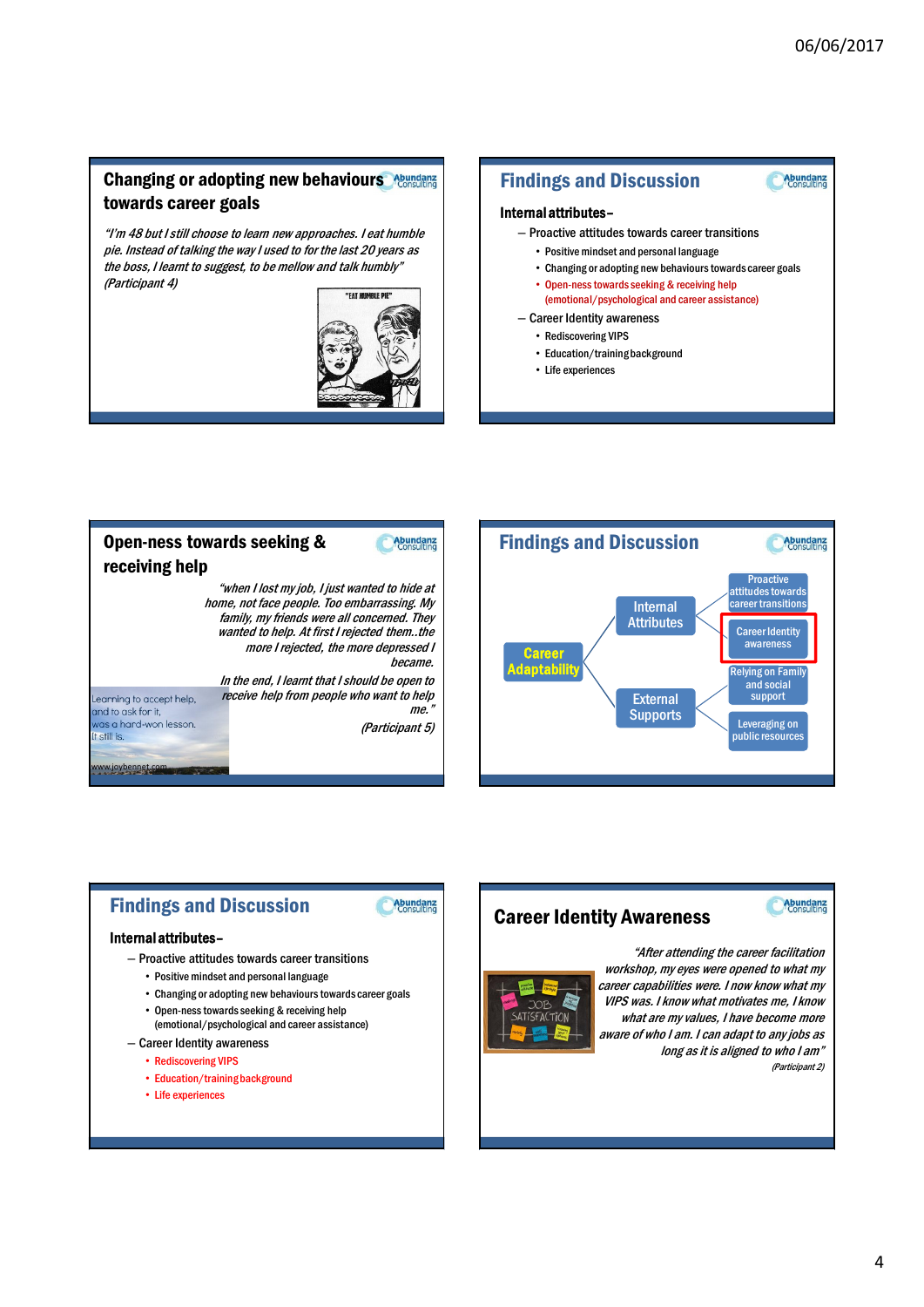## Changing or adopting new behaviours towards career goals

*"I'm 48 but I still choose to learn new approaches. I eat humble pie. Instead of talking the way I used to for the last 20 years as the boss, I learnt to suggest, to be mellow and talk humbly" (Participant 4)*

## Findings and Discussion

**Internal attributes–**

- Proactive attitudes towards career transitions
  - Positive mindset and personal language
  - Changing or adopting new behaviours towards career goals
  - Open-ness towards seeking & receiving help (emotional/psychological and career assistance)
- Career Identity awareness
  - Rediscovering VIPS
  - Education/training background
  - Life experiences

## Open-ness towards seeking & receiving help

*"when I lost my job, I just wanted to hide at home, not face people. Too embarrassing. My family, my friends were all concerned. They wanted to help. At first I rejected them..the more I rejected, the more depressed I became.*

*In the end, I learnt that I should be open to receive help from people who want to help me." (Participant 5)*

Learning to accept help, and to ask for it, was a hard-won lesson. It still is.

www.joybennet.com

## Findings and Discussion

- Career Adaptability
  - Internal Attributes
    - Proactive attitudes towards career transitions
    - Career Identity awareness
  - External Supports
    - Relying on Family and social support
    - Leveraging on public resources

## Findings and Discussion

**Internal attributes–**

- Proactive attitudes towards career transitions
  - Positive mindset and personal language
  - Changing or adopting new behaviours towards career goals
  - Open-ness towards seeking & receiving help (emotional/psychological and career assistance)
- Career Identity awareness
  - Rediscovering VIPS
  - Education/training background
  - Life experiences

## Career Identity Awareness

*"After attending the career facilitation workshop, my eyes were opened to what my career capabilities were. I now know what my VIPS was. I know what motivates me, I know what are my values, I have become more aware of who I am. I can adapt to any jobs as long as it is aligned to who I am" (Participant 2)*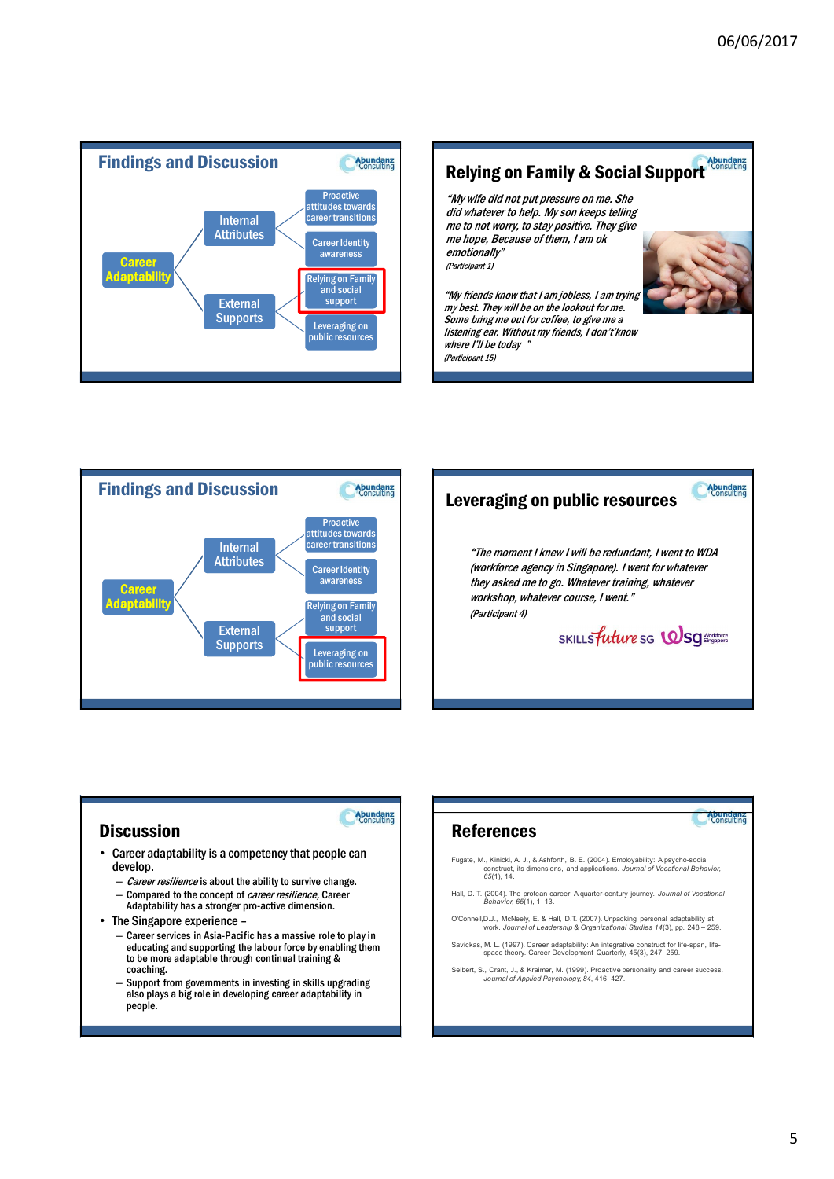## Findings and Discussion

Career Adaptability

Internal Attributes

- Proactive attitudes towards career transitions
- Career Identity awareness

External Supports

- Relying on Family and social support
- Leveraging on public resources

## Relying on Family & Social Support

*"My wife did not put pressure on me. She did whatever to help. My son keeps telling me to not worry, to stay positive. They give me hope, Because of them, I am ok emotionally"*
*(Participant 1)*

*"My friends know that I am jobless, I am trying my best. They will be on the lookout for me. Some bring me out for coffee, to give me a listening ear. Without my friends, I don't'know where I'll be today "*
*(Participant 15)*

## Findings and Discussion

Career Adaptability

Internal Attributes

- Proactive attitudes towards career transitions
- Career Identity awareness

External Supports

- Relying on Family and social support
- Leveraging on public resources

## Leveraging on public resources

*"The moment I knew I will be redundant, I went to WDA (workforce agency in Singapore). I went for whatever they asked me to go. Whatever training, whatever workshop, whatever course, I went."*
*(Participant 4)*

SKILLSfuture SG   WSG Workforce Singapore

## Discussion

- Career adaptability is a competency that people can develop.
  - *Career resilience* is about the ability to survive change.
  - Compared to the concept of *career resilience*, Career Adaptability has a stronger pro-active dimension.
- The Singapore experience –
  - Career services in Asia-Pacific has a massive role to play in educating and supporting the labour force by enabling them to be more adaptable through continual training & coaching.
  - Support from governments in investing in skills upgrading also plays a big role in developing career adaptability in people.

## References

Fugate, M., Kinicki, A. J., & Ashforth, B. E. (2004). Employability: A psycho-social construct, its dimensions, and applications. *Journal of Vocational Behavior, 65*(1), 14.

Hall, D. T. (2004). The protean career: A quarter-century journey. *Journal of Vocational Behavior, 65*(1), 1–13.

O'Connell,D.J., McNeely, E. & Hall, D.T. (2007). Unpacking personal adaptability at work. *Journal of Leadership & Organizational Studies 14*(3), pp. 248 – 259.

Savickas, M. L. (1997). Career adaptability: An integrative construct for life-span, life-space theory. Career Development Quarterly, 45(3), 247–259.

Seibert, S., Crant, J., & Kraimer, M. (1999). Proactive personality and career success. *Journal of Applied Psychology, 84*, 416–427.